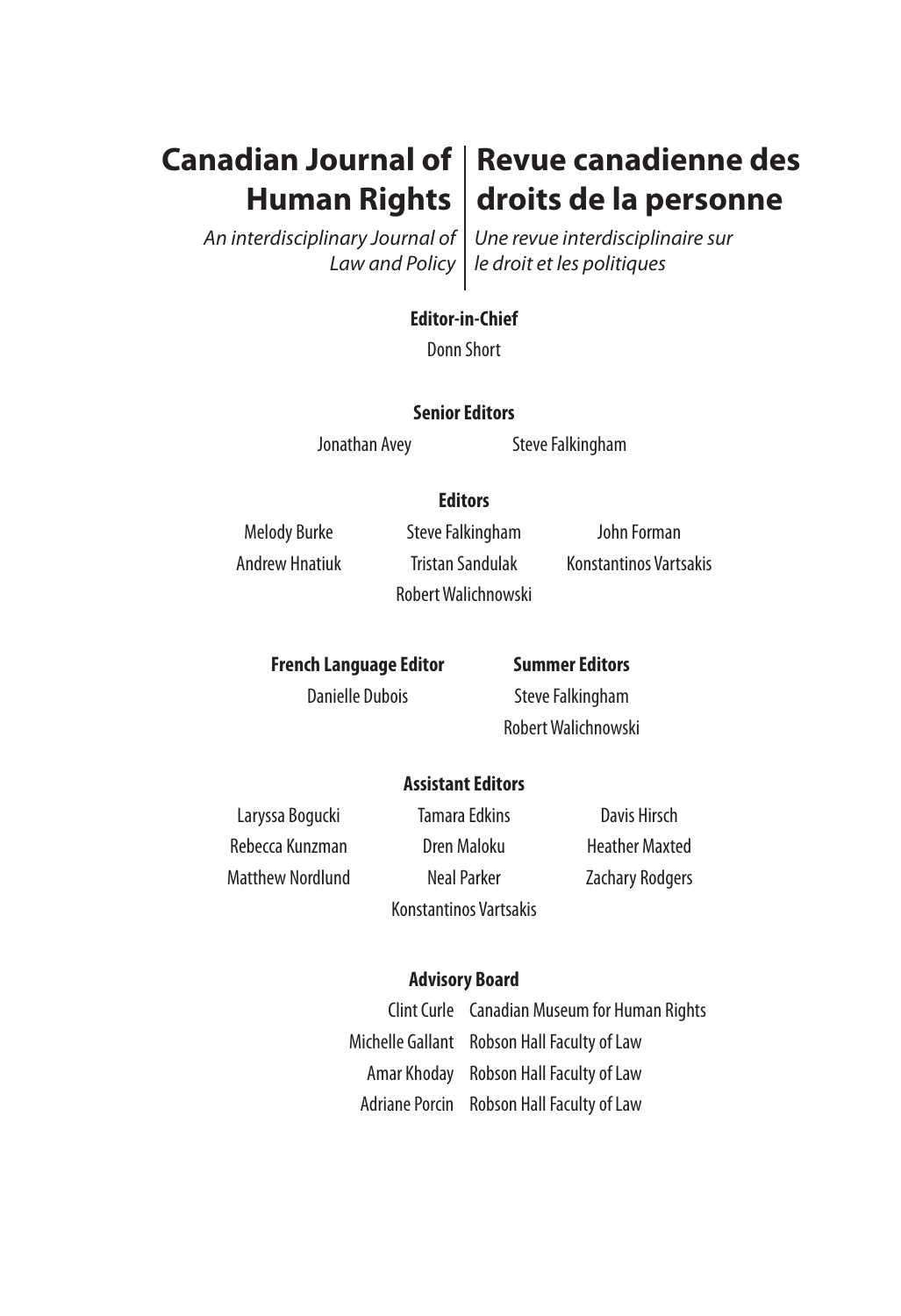# Canadian Journal of Human Rights

*An interdisciplinary Journal of Law and Policy*

# Revue canadienne des droits de la personne

*Une revue interdisciplinaire sur le droit et les politiques*

**Editor-in-Chief**

Donn Short

**Senior Editors**

Jonathan Avey
Steve Falkingham

**Editors**

Melody Burke
Steve Falkingham
John Forman
Andrew Hnatiuk
Tristan Sandulak
Konstantinos Vartsakis
Robert Walichnowski

**French Language Editor**

Danielle Dubois

**Summer Editors**

Steve Falkingham
Robert Walichnowski

**Assistant Editors**

Laryssa Bogucki
Tamara Edkins
Davis Hirsch
Rebecca Kunzman
Dren Maloku
Heather Maxted
Matthew Nordlund
Neal Parker
Zachary Rodgers
Konstantinos Vartsakis

**Advisory Board**

| | |
|---|---|
| Clint Curle | Canadian Museum for Human Rights |
| Michelle Gallant | Robson Hall Faculty of Law |
| Amar Khoday | Robson Hall Faculty of Law |
| Adriane Porcin | Robson Hall Faculty of Law |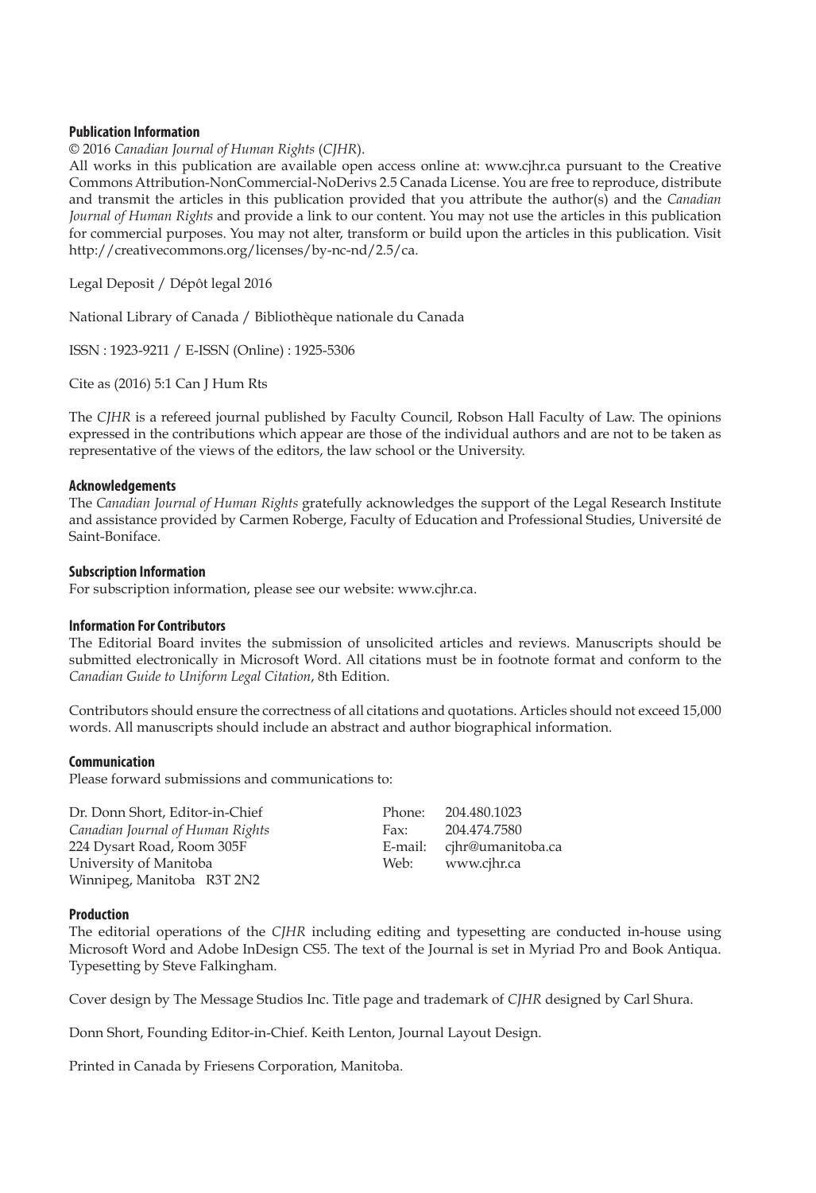**Publication Information**

© 2016 *Canadian Journal of Human Rights* (*CJHR*).

All works in this publication are available open access online at: www.cjhr.ca pursuant to the Creative Commons Attribution-NonCommercial-NoDerivs 2.5 Canada License. You are free to reproduce, distribute and transmit the articles in this publication provided that you attribute the author(s) and the *Canadian Journal of Human Rights* and provide a link to our content. You may not use the articles in this publication for commercial purposes. You may not alter, transform or build upon the articles in this publication. Visit http://creativecommons.org/licenses/by-nc-nd/2.5/ca.

Legal Deposit / Dépôt legal 2016

National Library of Canada / Bibliothèque nationale du Canada

ISSN : 1923-9211 / E-ISSN (Online) : 1925-5306

Cite as (2016) 5:1 Can J Hum Rts

The *CJHR* is a refereed journal published by Faculty Council, Robson Hall Faculty of Law. The opinions expressed in the contributions which appear are those of the individual authors and are not to be taken as representative of the views of the editors, the law school or the University.

**Acknowledgements**

The *Canadian Journal of Human Rights* gratefully acknowledges the support of the Legal Research Institute and assistance provided by Carmen Roberge, Faculty of Education and Professional Studies, Université de Saint-Boniface.

**Subscription Information**

For subscription information, please see our website: www.cjhr.ca.

**Information For Contributors**

The Editorial Board invites the submission of unsolicited articles and reviews. Manuscripts should be submitted electronically in Microsoft Word. All citations must be in footnote format and conform to the *Canadian Guide to Uniform Legal Citation*, 8th Edition.

Contributors should ensure the correctness of all citations and quotations. Articles should not exceed 15,000 words. All manuscripts should include an abstract and author biographical information.

**Communication**

Please forward submissions and communications to:

Dr. Donn Short, Editor-in-Chief
*Canadian Journal of Human Rights*
224 Dysart Road, Room 305F
University of Manitoba
Winnipeg, Manitoba R3T 2N2

Phone: 204.480.1023
Fax: 204.474.7580
E-mail: cjhr@umanitoba.ca
Web: www.cjhr.ca

**Production**

The editorial operations of the *CJHR* including editing and typesetting are conducted in-house using Microsoft Word and Adobe InDesign CS5. The text of the Journal is set in Myriad Pro and Book Antiqua. Typesetting by Steve Falkingham.

Cover design by The Message Studios Inc. Title page and trademark of *CJHR* designed by Carl Shura.

Donn Short, Founding Editor-in-Chief. Keith Lenton, Journal Layout Design.

Printed in Canada by Friesens Corporation, Manitoba.